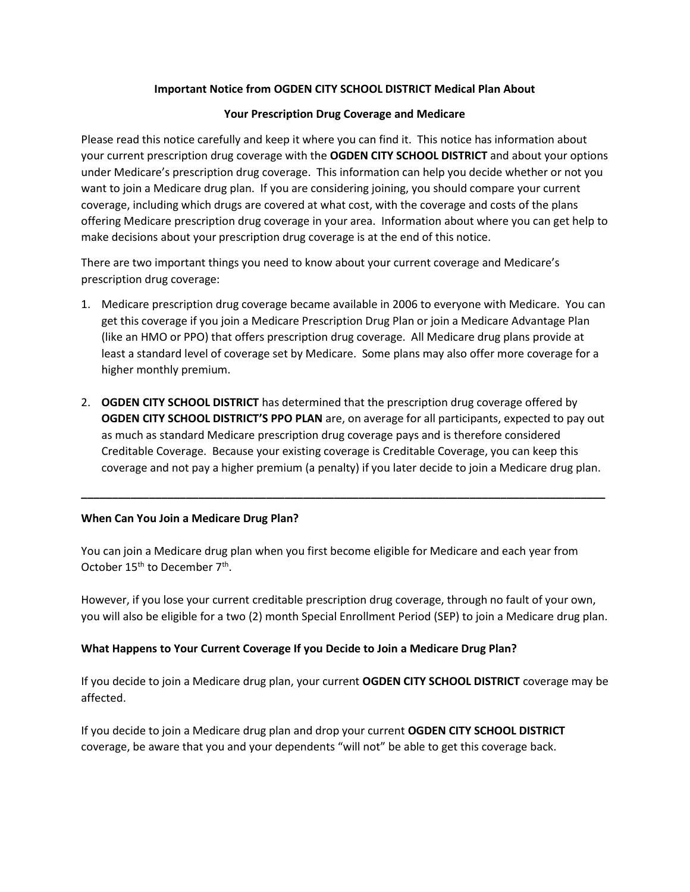**Important Notice from OGDEN CITY SCHOOL DISTRICT Medical Plan About**

**Your Prescription Drug Coverage and Medicare**

Please read this notice carefully and keep it where you can find it. This notice has information about your current prescription drug coverage with the **OGDEN CITY SCHOOL DISTRICT** and about your options under Medicare's prescription drug coverage. This information can help you decide whether or not you want to join a Medicare drug plan. If you are considering joining, you should compare your current coverage, including which drugs are covered at what cost, with the coverage and costs of the plans offering Medicare prescription drug coverage in your area. Information about where you can get help to make decisions about your prescription drug coverage is at the end of this notice.

There are two important things you need to know about your current coverage and Medicare's prescription drug coverage:

1. Medicare prescription drug coverage became available in 2006 to everyone with Medicare. You can get this coverage if you join a Medicare Prescription Drug Plan or join a Medicare Advantage Plan (like an HMO or PPO) that offers prescription drug coverage. All Medicare drug plans provide at least a standard level of coverage set by Medicare. Some plans may also offer more coverage for a higher monthly premium.

2. **OGDEN CITY SCHOOL DISTRICT** has determined that the prescription drug coverage offered by **OGDEN CITY SCHOOL DISTRICT'S PPO PLAN** are, on average for all participants, expected to pay out as much as standard Medicare prescription drug coverage pays and is therefore considered Creditable Coverage. Because your existing coverage is Creditable Coverage, you can keep this coverage and not pay a higher premium (a penalty) if you later decide to join a Medicare drug plan.

---

**When Can You Join a Medicare Drug Plan?**

You can join a Medicare drug plan when you first become eligible for Medicare and each year from October 15th to December 7th.

However, if you lose your current creditable prescription drug coverage, through no fault of your own, you will also be eligible for a two (2) month Special Enrollment Period (SEP) to join a Medicare drug plan.

**What Happens to Your Current Coverage If you Decide to Join a Medicare Drug Plan?**

If you decide to join a Medicare drug plan, your current **OGDEN CITY SCHOOL DISTRICT** coverage may be affected.

If you decide to join a Medicare drug plan and drop your current **OGDEN CITY SCHOOL DISTRICT** coverage, be aware that you and your dependents "will not" be able to get this coverage back.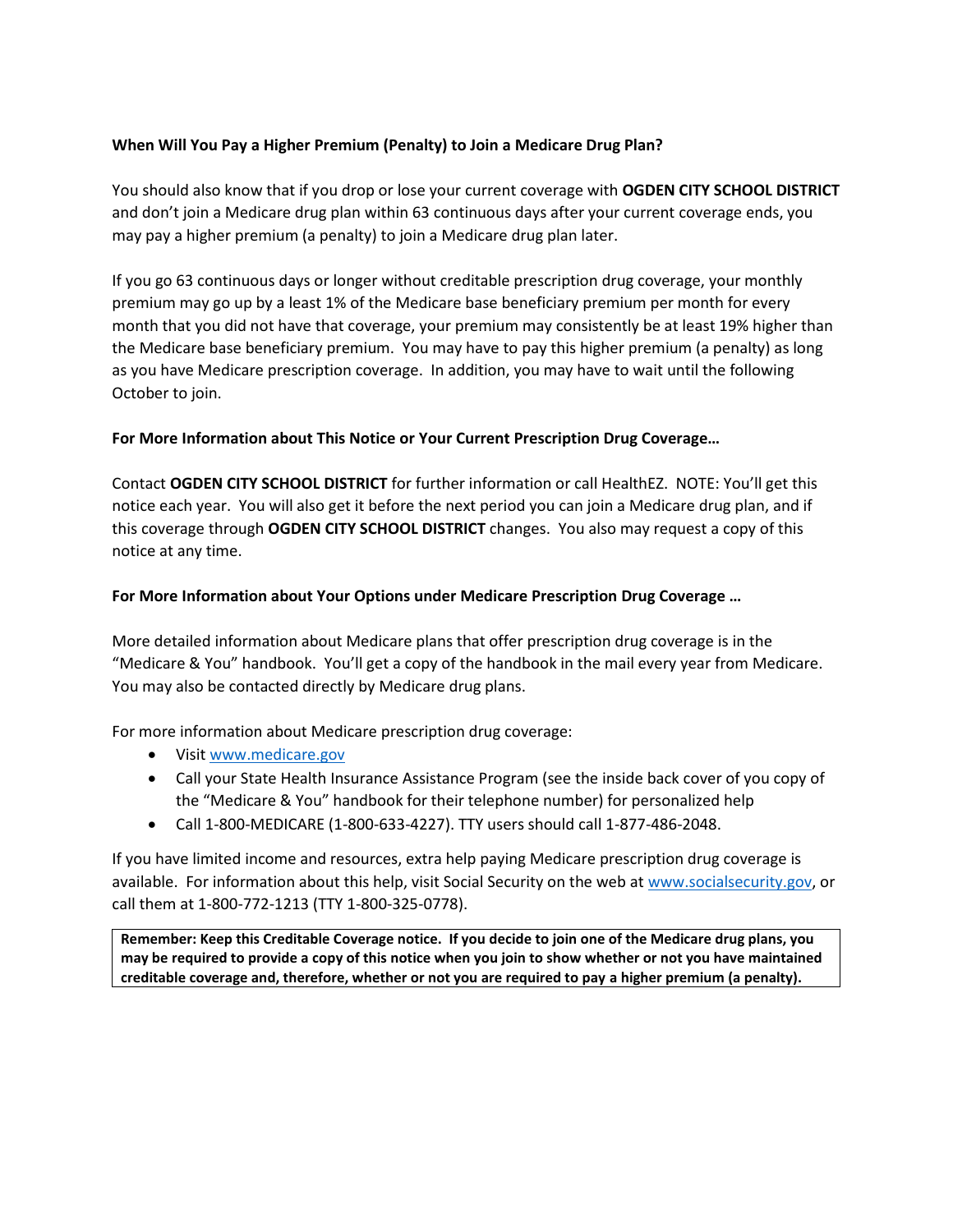**When Will You Pay a Higher Premium (Penalty) to Join a Medicare Drug Plan?**

You should also know that if you drop or lose your current coverage with **OGDEN CITY SCHOOL DISTRICT** and don't join a Medicare drug plan within 63 continuous days after your current coverage ends, you may pay a higher premium (a penalty) to join a Medicare drug plan later.

If you go 63 continuous days or longer without creditable prescription drug coverage, your monthly premium may go up by a least 1% of the Medicare base beneficiary premium per month for every month that you did not have that coverage, your premium may consistently be at least 19% higher than the Medicare base beneficiary premium. You may have to pay this higher premium (a penalty) as long as you have Medicare prescription coverage. In addition, you may have to wait until the following October to join.

**For More Information about This Notice or Your Current Prescription Drug Coverage…**

Contact **OGDEN CITY SCHOOL DISTRICT** for further information or call HealthEZ. NOTE: You'll get this notice each year. You will also get it before the next period you can join a Medicare drug plan, and if this coverage through **OGDEN CITY SCHOOL DISTRICT** changes. You also may request a copy of this notice at any time.

**For More Information about Your Options under Medicare Prescription Drug Coverage …**

More detailed information about Medicare plans that offer prescription drug coverage is in the "Medicare & You" handbook. You'll get a copy of the handbook in the mail every year from Medicare. You may also be contacted directly by Medicare drug plans.

For more information about Medicare prescription drug coverage:

- Visit www.medicare.gov
- Call your State Health Insurance Assistance Program (see the inside back cover of you copy of the "Medicare & You" handbook for their telephone number) for personalized help
- Call 1-800-MEDICARE (1-800-633-4227). TTY users should call 1-877-486-2048.

If you have limited income and resources, extra help paying Medicare prescription drug coverage is available. For information about this help, visit Social Security on the web at www.socialsecurity.gov, or call them at 1-800-772-1213 (TTY 1-800-325-0778).

**Remember: Keep this Creditable Coverage notice. If you decide to join one of the Medicare drug plans, you may be required to provide a copy of this notice when you join to show whether or not you have maintained creditable coverage and, therefore, whether or not you are required to pay a higher premium (a penalty).**